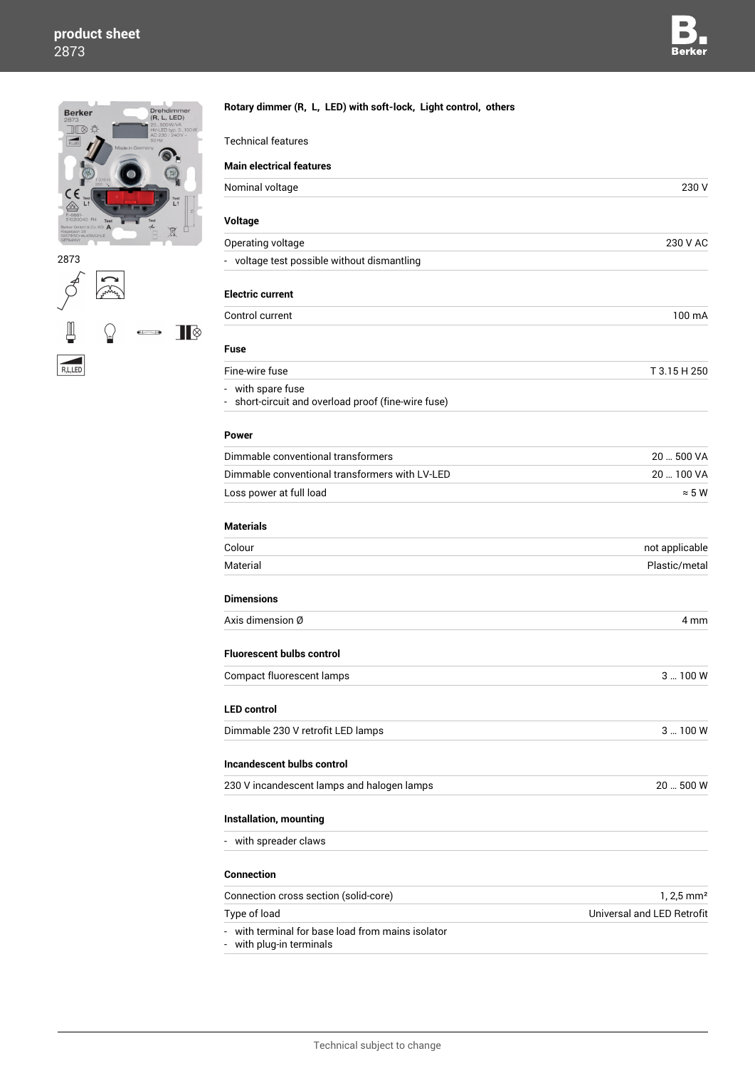# product sheet

2873

2873

**Rotary dimmer (R, L, LED) with soft-lock, Light control, others**

Technical features

**Main electrical features**

| | |
|---|---|
| Nominal voltage | 230 V |

**Voltage**

| | |
|---|---|
| Operating voltage | 230 V AC |

- voltage test possible without dismantling

**Electric current**

| | |
|---|---|
| Control current | 100 mA |

**Fuse**

| | |
|---|---|
| Fine-wire fuse | T 3.15 H 250 |

- with spare fuse
- short-circuit and overload proof (fine-wire fuse)

**Power**

| | |
|---|---|
| Dimmable conventional transformers | 20 … 500 VA |
| Dimmable conventional transformers with LV-LED | 20 … 100 VA |
| Loss power at full load | ≈ 5 W |

**Materials**

| | |
|---|---|
| Colour | not applicable |
| Material | Plastic/metal |

**Dimensions**

| | |
|---|---|
| Axis dimension Ø | 4 mm |

**Fluorescent bulbs control**

| | |
|---|---|
| Compact fluorescent lamps | 3 … 100 W |

**LED control**

| | |
|---|---|
| Dimmable 230 V retrofit LED lamps | 3 … 100 W |

**Incandescent bulbs control**

| | |
|---|---|
| 230 V incandescent lamps and halogen lamps | 20 … 500 W |

**Installation, mounting**

- with spreader claws

**Connection**

| | |
|---|---|
| Connection cross section (solid-core) | 1, 2,5 mm² |
| Type of load | Universal and LED Retrofit |

- with terminal for base load from mains isolator
- with plug-in terminals

Technical subject to change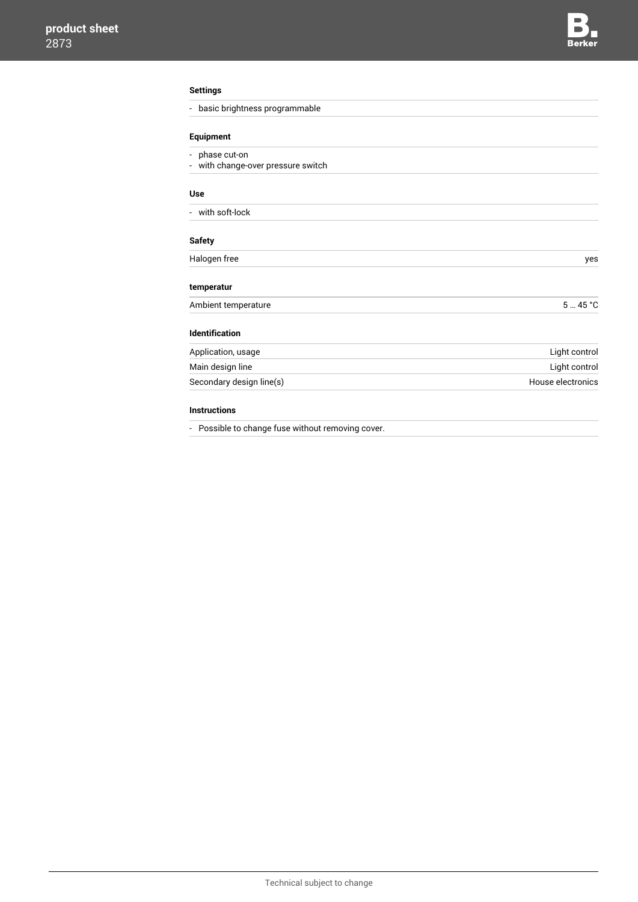### Settings

- basic brightness programmable

### Equipment

- phase cut-on
- with change-over pressure switch

### Use

- with soft-lock

### Safety

| | |
|---|---|
| Halogen free | yes |

### temperatur

| | |
|---|---|
| Ambient temperature | 5 … 45 °C |

### Identification

| | |
|---|---|
| Application, usage | Light control |
| Main design line | Light control |
| Secondary design line(s) | House electronics |

### Instructions

- Possible to change fuse without removing cover.

Technical subject to change